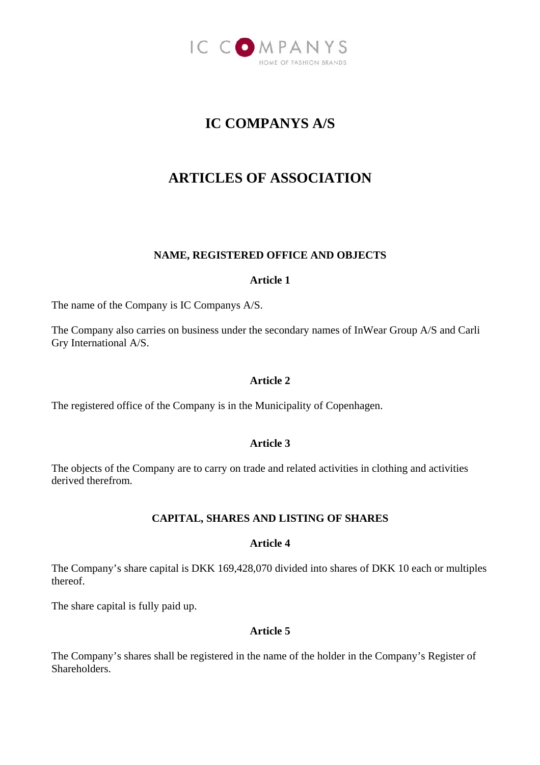# IC COMPANYS A/S

# ARTICLES OF ASSOCIATION

### NAME, REGISTERED OFFICE AND OBJECTS

#### Article 1

The name of the Company is IC Companys A/S.

The Company also carries on business under the secondary names of InWear Group A/S and Carli Gry International A/S.

#### Article 2

The registered office of the Company is in the Municipality of Copenhagen.

#### Article 3

The objects of the Company are to carry on trade and related activities in clothing and activities derived therefrom.

### CAPITAL, SHARES AND LISTING OF SHARES

#### Article 4

The Company's share capital is DKK 169,428,070 divided into shares of DKK 10 each or multiples thereof.

The share capital is fully paid up.

#### Article 5

The Company's shares shall be registered in the name of the holder in the Company's Register of Shareholders.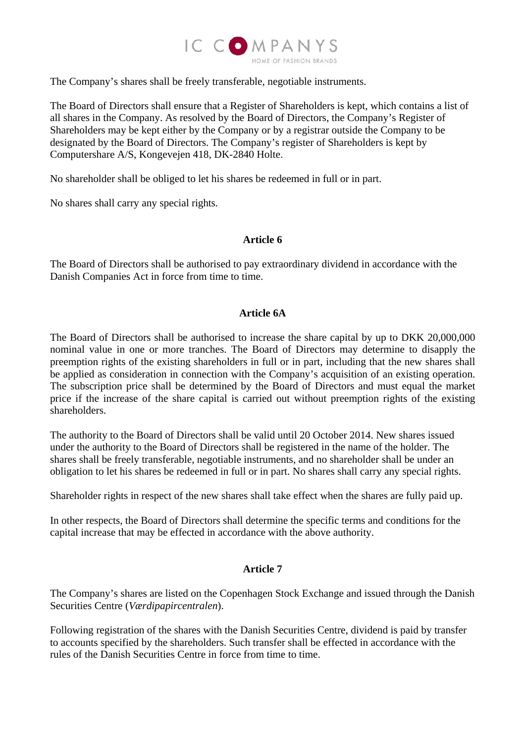The Company's shares shall be freely transferable, negotiable instruments.

The Board of Directors shall ensure that a Register of Shareholders is kept, which contains a list of all shares in the Company. As resolved by the Board of Directors, the Company's Register of Shareholders may be kept either by the Company or by a registrar outside the Company to be designated by the Board of Directors. The Company's register of Shareholders is kept by Computershare A/S, Kongevejen 418, DK-2840 Holte.

No shareholder shall be obliged to let his shares be redeemed in full or in part.

No shares shall carry any special rights.

**Article 6**

The Board of Directors shall be authorised to pay extraordinary dividend in accordance with the Danish Companies Act in force from time to time.

**Article 6A**

The Board of Directors shall be authorised to increase the share capital by up to DKK 20,000,000 nominal value in one or more tranches. The Board of Directors may determine to disapply the preemption rights of the existing shareholders in full or in part, including that the new shares shall be applied as consideration in connection with the Company's acquisition of an existing operation. The subscription price shall be determined by the Board of Directors and must equal the market price if the increase of the share capital is carried out without preemption rights of the existing shareholders.

The authority to the Board of Directors shall be valid until 20 October 2014. New shares issued under the authority to the Board of Directors shall be registered in the name of the holder. The shares shall be freely transferable, negotiable instruments, and no shareholder shall be under an obligation to let his shares be redeemed in full or in part. No shares shall carry any special rights.

Shareholder rights in respect of the new shares shall take effect when the shares are fully paid up.

In other respects, the Board of Directors shall determine the specific terms and conditions for the capital increase that may be effected in accordance with the above authority.

**Article 7**

The Company's shares are listed on the Copenhagen Stock Exchange and issued through the Danish Securities Centre (*Værdipapircentralen*).

Following registration of the shares with the Danish Securities Centre, dividend is paid by transfer to accounts specified by the shareholders. Such transfer shall be effected in accordance with the rules of the Danish Securities Centre in force from time to time.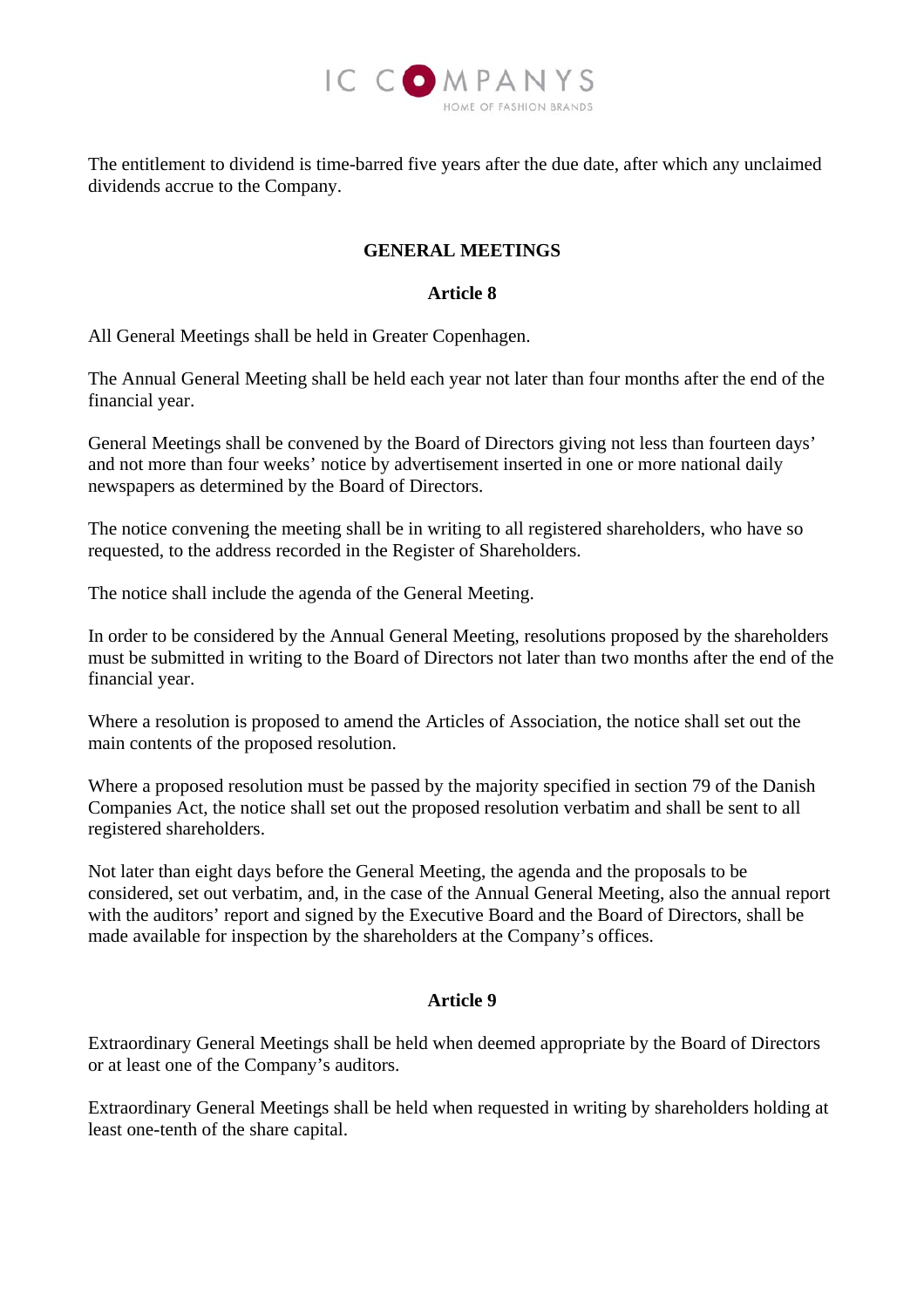The entitlement to dividend is time-barred five years after the due date, after which any unclaimed dividends accrue to the Company.

## GENERAL MEETINGS

### Article 8

All General Meetings shall be held in Greater Copenhagen.

The Annual General Meeting shall be held each year not later than four months after the end of the financial year.

General Meetings shall be convened by the Board of Directors giving not less than fourteen days' and not more than four weeks' notice by advertisement inserted in one or more national daily newspapers as determined by the Board of Directors.

The notice convening the meeting shall be in writing to all registered shareholders, who have so requested, to the address recorded in the Register of Shareholders.

The notice shall include the agenda of the General Meeting.

In order to be considered by the Annual General Meeting, resolutions proposed by the shareholders must be submitted in writing to the Board of Directors not later than two months after the end of the financial year.

Where a resolution is proposed to amend the Articles of Association, the notice shall set out the main contents of the proposed resolution.

Where a proposed resolution must be passed by the majority specified in section 79 of the Danish Companies Act, the notice shall set out the proposed resolution verbatim and shall be sent to all registered shareholders.

Not later than eight days before the General Meeting, the agenda and the proposals to be considered, set out verbatim, and, in the case of the Annual General Meeting, also the annual report with the auditors' report and signed by the Executive Board and the Board of Directors, shall be made available for inspection by the shareholders at the Company's offices.

### Article 9

Extraordinary General Meetings shall be held when deemed appropriate by the Board of Directors or at least one of the Company's auditors.

Extraordinary General Meetings shall be held when requested in writing by shareholders holding at least one-tenth of the share capital.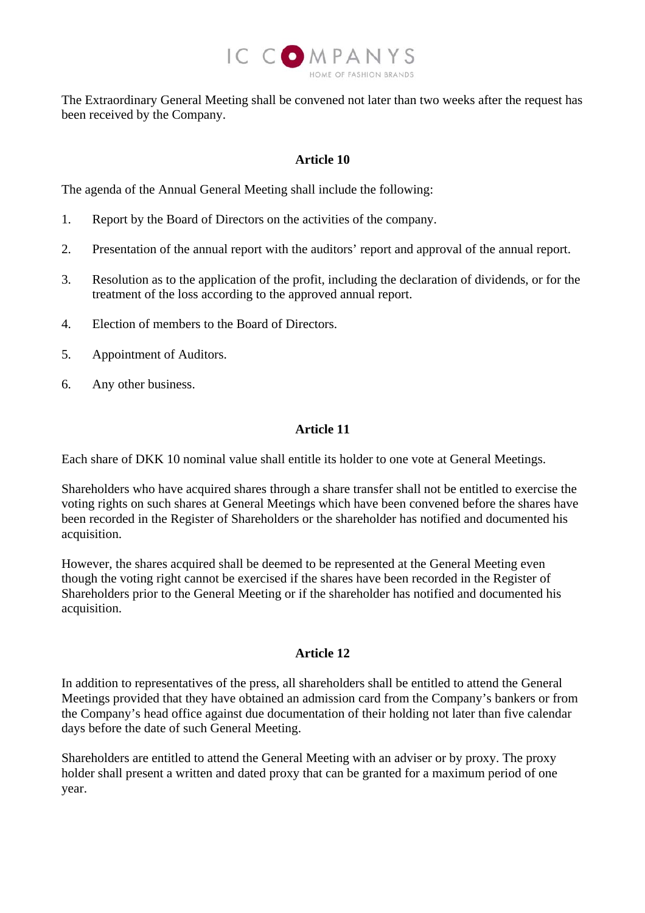The Extraordinary General Meeting shall be convened not later than two weeks after the request has been received by the Company.

**Article 10**

The agenda of the Annual General Meeting shall include the following:

1. Report by the Board of Directors on the activities of the company.

2. Presentation of the annual report with the auditors' report and approval of the annual report.

3. Resolution as to the application of the profit, including the declaration of dividends, or for the treatment of the loss according to the approved annual report.

4. Election of members to the Board of Directors.

5. Appointment of Auditors.

6. Any other business.

**Article 11**

Each share of DKK 10 nominal value shall entitle its holder to one vote at General Meetings.

Shareholders who have acquired shares through a share transfer shall not be entitled to exercise the voting rights on such shares at General Meetings which have been convened before the shares have been recorded in the Register of Shareholders or the shareholder has notified and documented his acquisition.

However, the shares acquired shall be deemed to be represented at the General Meeting even though the voting right cannot be exercised if the shares have been recorded in the Register of Shareholders prior to the General Meeting or if the shareholder has notified and documented his acquisition.

**Article 12**

In addition to representatives of the press, all shareholders shall be entitled to attend the General Meetings provided that they have obtained an admission card from the Company's bankers or from the Company's head office against due documentation of their holding not later than five calendar days before the date of such General Meeting.

Shareholders are entitled to attend the General Meeting with an adviser or by proxy. The proxy holder shall present a written and dated proxy that can be granted for a maximum period of one year.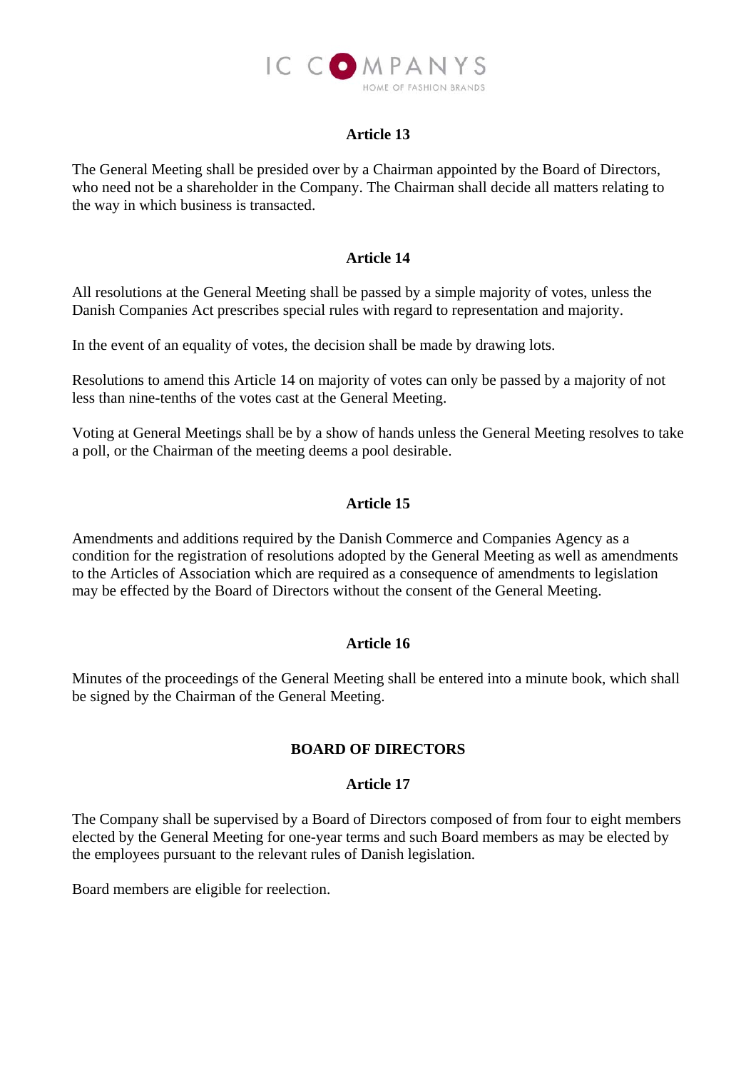### Article 13

The General Meeting shall be presided over by a Chairman appointed by the Board of Directors, who need not be a shareholder in the Company. The Chairman shall decide all matters relating to the way in which business is transacted.

### Article 14

All resolutions at the General Meeting shall be passed by a simple majority of votes, unless the Danish Companies Act prescribes special rules with regard to representation and majority.

In the event of an equality of votes, the decision shall be made by drawing lots.

Resolutions to amend this Article 14 on majority of votes can only be passed by a majority of not less than nine-tenths of the votes cast at the General Meeting.

Voting at General Meetings shall be by a show of hands unless the General Meeting resolves to take a poll, or the Chairman of the meeting deems a pool desirable.

### Article 15

Amendments and additions required by the Danish Commerce and Companies Agency as a condition for the registration of resolutions adopted by the General Meeting as well as amendments to the Articles of Association which are required as a consequence of amendments to legislation may be effected by the Board of Directors without the consent of the General Meeting.

### Article 16

Minutes of the proceedings of the General Meeting shall be entered into a minute book, which shall be signed by the Chairman of the General Meeting.

## BOARD OF DIRECTORS

### Article 17

The Company shall be supervised by a Board of Directors composed of from four to eight members elected by the General Meeting for one-year terms and such Board members as may be elected by the employees pursuant to the relevant rules of Danish legislation.

Board members are eligible for reelection.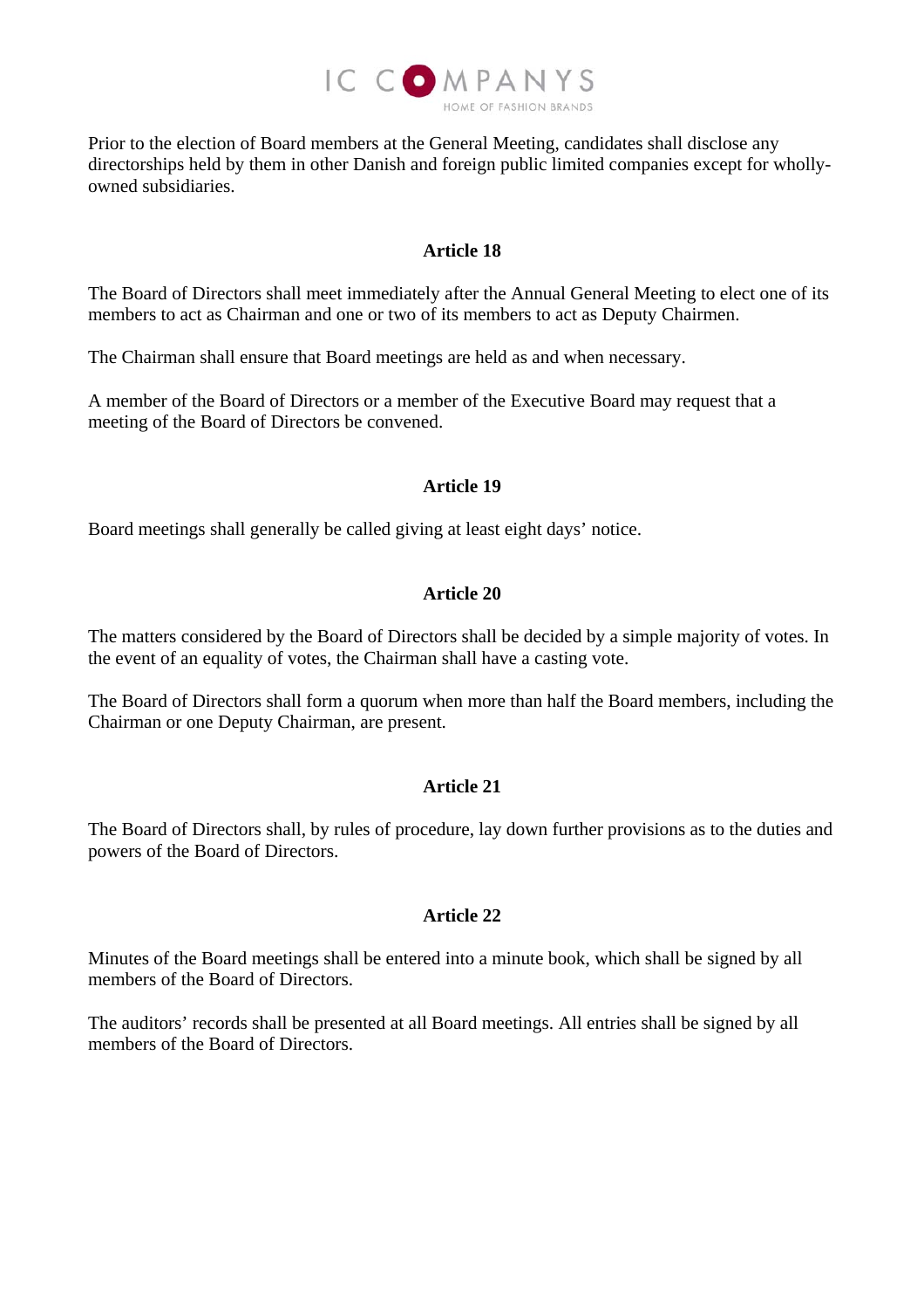Prior to the election of Board members at the General Meeting, candidates shall disclose any directorships held by them in other Danish and foreign public limited companies except for wholly-owned subsidiaries.

### Article 18

The Board of Directors shall meet immediately after the Annual General Meeting to elect one of its members to act as Chairman and one or two of its members to act as Deputy Chairmen.

The Chairman shall ensure that Board meetings are held as and when necessary.

A member of the Board of Directors or a member of the Executive Board may request that a meeting of the Board of Directors be convened.

### Article 19

Board meetings shall generally be called giving at least eight days' notice.

### Article 20

The matters considered by the Board of Directors shall be decided by a simple majority of votes. In the event of an equality of votes, the Chairman shall have a casting vote.

The Board of Directors shall form a quorum when more than half the Board members, including the Chairman or one Deputy Chairman, are present.

### Article 21

The Board of Directors shall, by rules of procedure, lay down further provisions as to the duties and powers of the Board of Directors.

### Article 22

Minutes of the Board meetings shall be entered into a minute book, which shall be signed by all members of the Board of Directors.

The auditors' records shall be presented at all Board meetings. All entries shall be signed by all members of the Board of Directors.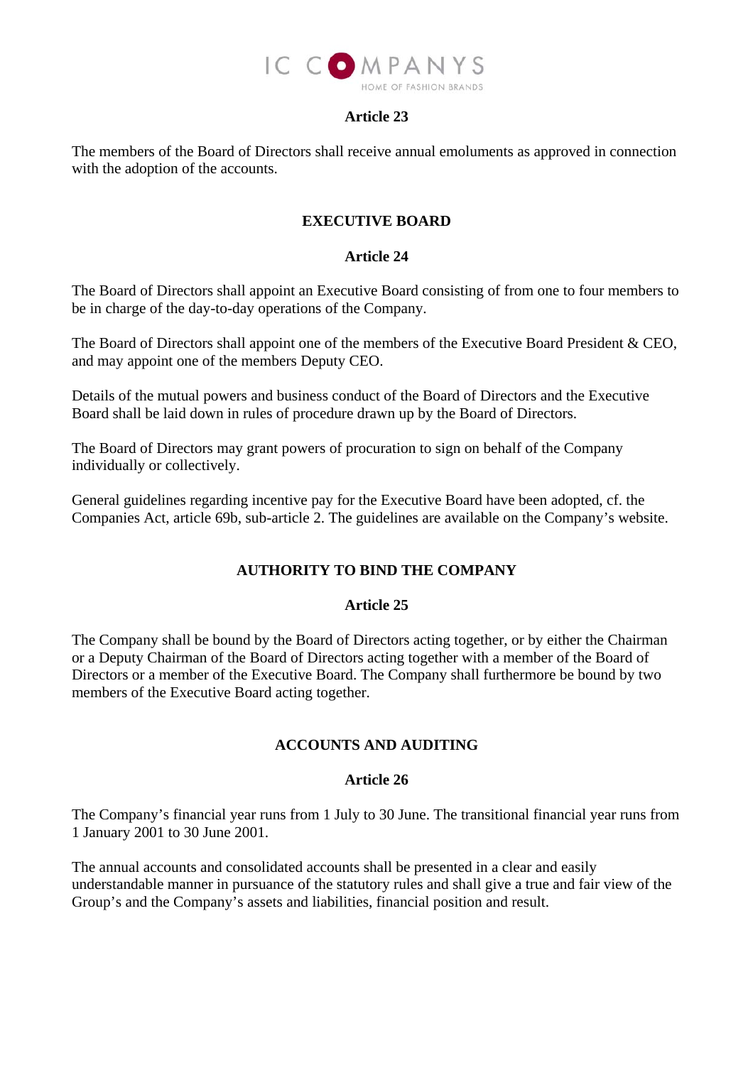### Article 23

The members of the Board of Directors shall receive annual emoluments as approved in connection with the adoption of the accounts.

## EXECUTIVE BOARD

### Article 24

The Board of Directors shall appoint an Executive Board consisting of from one to four members to be in charge of the day-to-day operations of the Company.

The Board of Directors shall appoint one of the members of the Executive Board President & CEO, and may appoint one of the members Deputy CEO.

Details of the mutual powers and business conduct of the Board of Directors and the Executive Board shall be laid down in rules of procedure drawn up by the Board of Directors.

The Board of Directors may grant powers of procuration to sign on behalf of the Company individually or collectively.

General guidelines regarding incentive pay for the Executive Board have been adopted, cf. the Companies Act, article 69b, sub-article 2. The guidelines are available on the Company's website.

## AUTHORITY TO BIND THE COMPANY

### Article 25

The Company shall be bound by the Board of Directors acting together, or by either the Chairman or a Deputy Chairman of the Board of Directors acting together with a member of the Board of Directors or a member of the Executive Board. The Company shall furthermore be bound by two members of the Executive Board acting together.

## ACCOUNTS AND AUDITING

### Article 26

The Company's financial year runs from 1 July to 30 June. The transitional financial year runs from 1 January 2001 to 30 June 2001.

The annual accounts and consolidated accounts shall be presented in a clear and easily understandable manner in pursuance of the statutory rules and shall give a true and fair view of the Group's and the Company's assets and liabilities, financial position and result.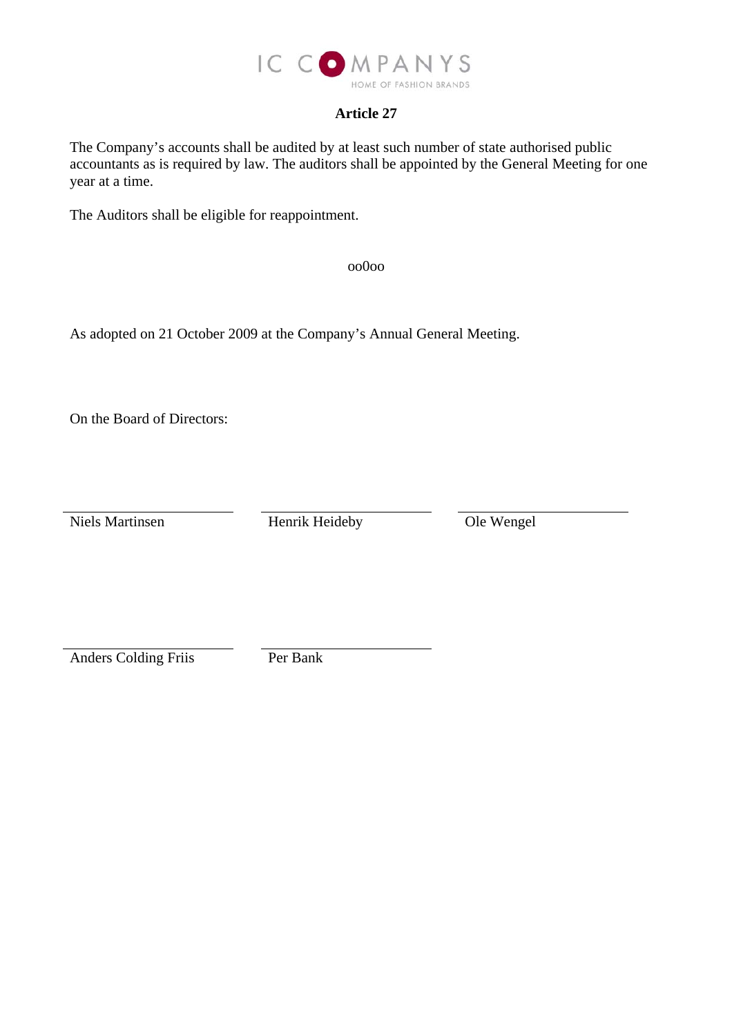### Article 27

The Company's accounts shall be audited by at least such number of state authorised public accountants as is required by law. The auditors shall be appointed by the General Meeting for one year at a time.

The Auditors shall be eligible for reappointment.

oo0oo

As adopted on 21 October 2009 at the Company's Annual General Meeting.

On the Board of Directors:

| | | |
|---|---|---|
| Niels Martinsen | Henrik Heideby | Ole Wengel |
| Anders Colding Friis | Per Bank | |